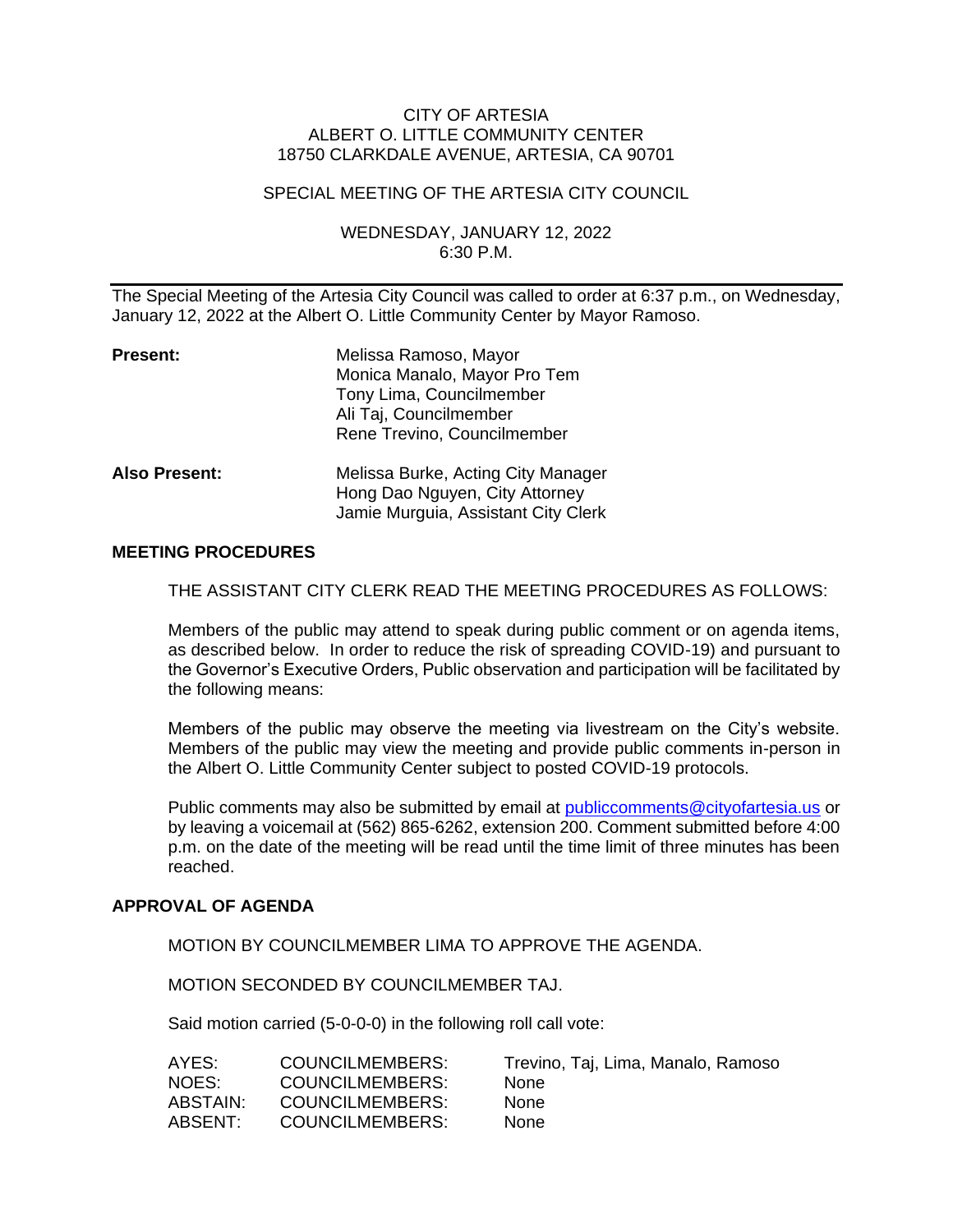CITY OF ARTESIA
ALBERT O. LITTLE COMMUNITY CENTER
18750 CLARKDALE AVENUE, ARTESIA, CA 90701

SPECIAL MEETING OF THE ARTESIA CITY COUNCIL

WEDNESDAY, JANUARY 12, 2022
6:30 P.M.

---

The Special Meeting of the Artesia City Council was called to order at 6:37 p.m., on Wednesday, January 12, 2022 at the Albert O. Little Community Center by Mayor Ramoso.

**Present:**
Melissa Ramoso, Mayor
Monica Manalo, Mayor Pro Tem
Tony Lima, Councilmember
Ali Taj, Councilmember
Rene Trevino, Councilmember

**Also Present:**
Melissa Burke, Acting City Manager
Hong Dao Nguyen, City Attorney
Jamie Murguia, Assistant City Clerk

**MEETING PROCEDURES**

THE ASSISTANT CITY CLERK READ THE MEETING PROCEDURES AS FOLLOWS:

Members of the public may attend to speak during public comment or on agenda items, as described below. In order to reduce the risk of spreading COVID-19) and pursuant to the Governor's Executive Orders, Public observation and participation will be facilitated by the following means:

Members of the public may observe the meeting via livestream on the City's website. Members of the public may view the meeting and provide public comments in-person in the Albert O. Little Community Center subject to posted COVID-19 protocols.

Public comments may also be submitted by email at publiccomments@cityofartesia.us or by leaving a voicemail at (562) 865-6262, extension 200. Comment submitted before 4:00 p.m. on the date of the meeting will be read until the time limit of three minutes has been reached.

**APPROVAL OF AGENDA**

MOTION BY COUNCILMEMBER LIMA TO APPROVE THE AGENDA.

MOTION SECONDED BY COUNCILMEMBER TAJ.

Said motion carried (5-0-0-0) in the following roll call vote:

| | | |
|---|---|---|
| AYES: | COUNCILMEMBERS: | Trevino, Taj, Lima, Manalo, Ramoso |
| NOES: | COUNCILMEMBERS: | None |
| ABSTAIN: | COUNCILMEMBERS: | None |
| ABSENT: | COUNCILMEMBERS: | None |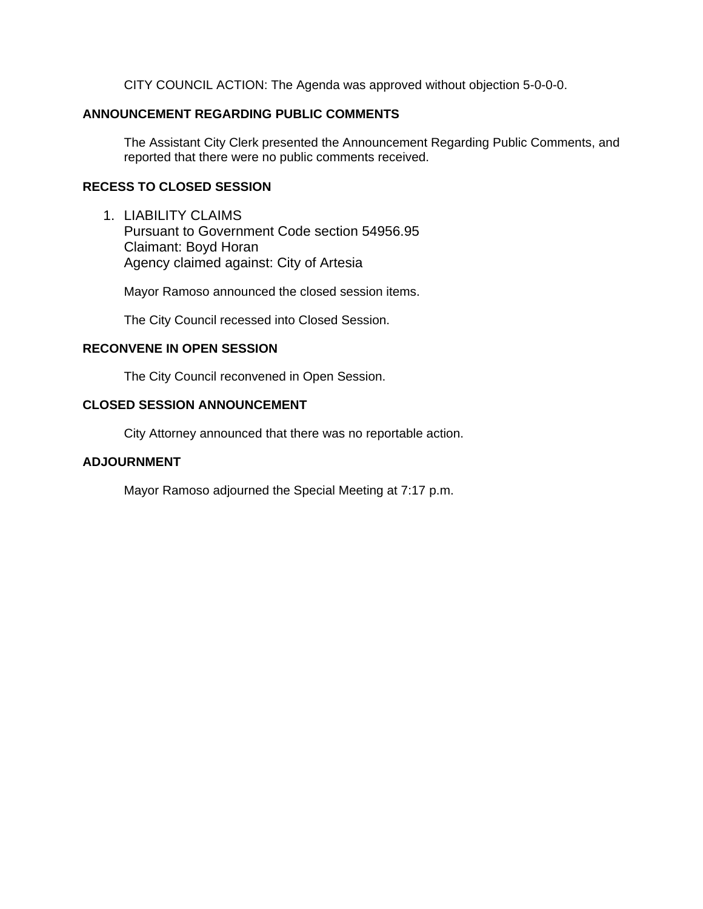CITY COUNCIL ACTION: The Agenda was approved without objection 5-0-0-0.

**ANNOUNCEMENT REGARDING PUBLIC COMMENTS**

The Assistant City Clerk presented the Announcement Regarding Public Comments, and reported that there were no public comments received.

**RECESS TO CLOSED SESSION**

1. LIABILITY CLAIMS
   Pursuant to Government Code section 54956.95
   Claimant: Boyd Horan
   Agency claimed against: City of Artesia

   Mayor Ramoso announced the closed session items.

   The City Council recessed into Closed Session.

**RECONVENE IN OPEN SESSION**

The City Council reconvened in Open Session.

**CLOSED SESSION ANNOUNCEMENT**

City Attorney announced that there was no reportable action.

**ADJOURNMENT**

Mayor Ramoso adjourned the Special Meeting at 7:17 p.m.